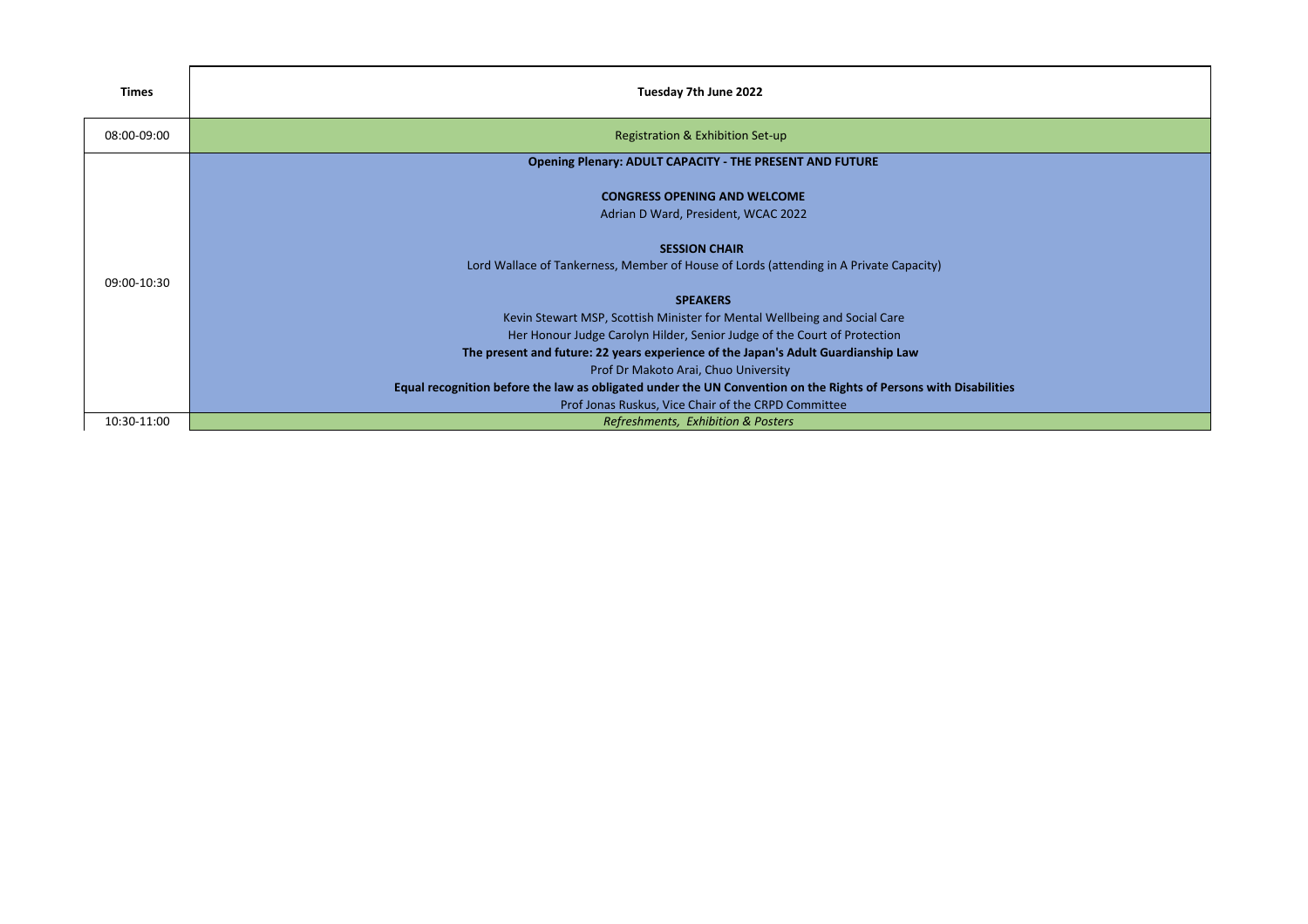| Times | Tuesday 7th June 2022 |
|---|---|
| 08:00-09:00 | Registration & Exhibition Set-up |
| 09:00-10:30 | **Opening Plenary: ADULT CAPACITY - THE PRESENT AND FUTURE**<br><br>**CONGRESS OPENING AND WELCOME**<br>Adrian D Ward, President, WCAC 2022<br><br>**SESSION CHAIR**<br>Lord Wallace of Tankerness, Member of House of Lords (attending in A Private Capacity)<br><br>**SPEAKERS**<br>Kevin Stewart MSP, Scottish Minister for Mental Wellbeing and Social Care<br>Her Honour Judge Carolyn Hilder, Senior Judge of the Court of Protection<br>**The present and future: 22 years experience of the Japan's Adult Guardianship Law**<br>Prof Dr Makoto Arai, Chuo University<br>**Equal recognition before the law as obligated under the UN Convention on the Rights of Persons with Disabilities**<br>Prof Jonas Ruskus, Vice Chair of the CRPD Committee |
| 10:30-11:00 | *Refreshments, Exhibition & Posters* |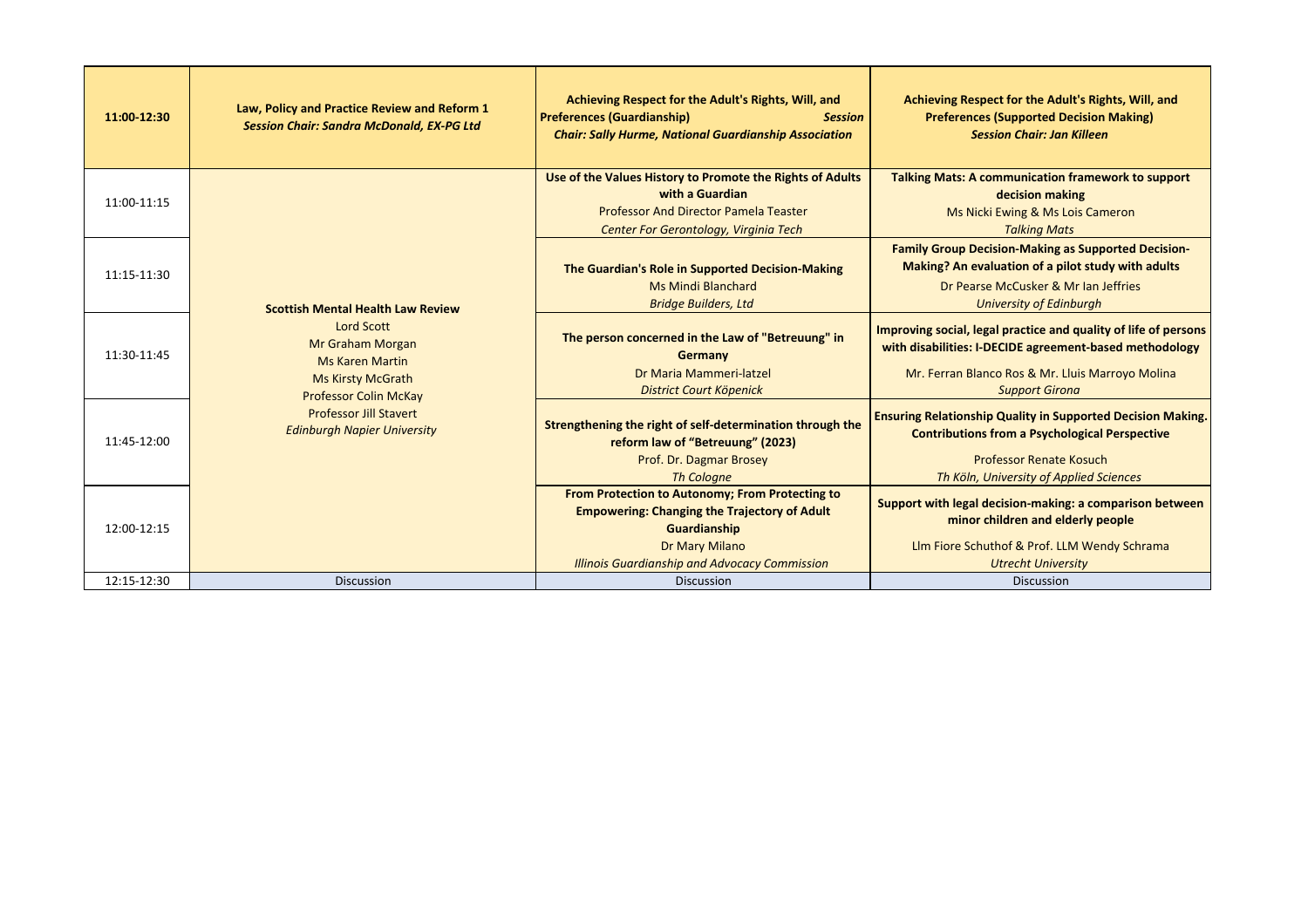| 11:00-12:30 | **Law, Policy and Practice Review and Reform 1** ***Session Chair: Sandra McDonald, EX-PG Ltd*** | **Achieving Respect for the Adult's Rights, Will, and Preferences (Guardianship)** ***Session Chair: Sally Hurme, National Guardianship Association*** | **Achieving Respect for the Adult's Rights, Will, and Preferences (Supported Decision Making)** ***Session Chair: Jan Killeen*** |
|---|---|---|---|
| 11:00-11:15 | **Scottish Mental Health Law Review** Lord Scott, Mr Graham Morgan, Ms Karen Martin, Ms Kirsty McGrath, Professor Colin McKay, Professor Jill Stavert *Edinburgh Napier University* | **Use of the Values History to Promote the Rights of Adults with a Guardian** Professor And Director Pamela Teaster *Center For Gerontology, Virginia Tech* | **Talking Mats: A communication framework to support decision making** Ms Nicki Ewing & Ms Lois Cameron *Talking Mats* |
| 11:15-11:30 | | **The Guardian's Role in Supported Decision-Making** Ms Mindi Blanchard *Bridge Builders, Ltd* | **Family Group Decision-Making as Supported Decision-Making? An evaluation of a pilot study with adults** Dr Pearse McCusker & Mr Ian Jeffries *University of Edinburgh* |
| 11:30-11:45 | | **The person concerned in the Law of "Betreuung" in Germany** Dr Maria Mammeri-latzel *District Court Köpenick* | **Improving social, legal practice and quality of life of persons with disabilities: I-DECIDE agreement-based methodology** Mr. Ferran Blanco Ros & Mr. Lluis Marroyo Molina *Support Girona* |
| 11:45-12:00 | | **Strengthening the right of self-determination through the reform law of "Betreuung" (2023)** Prof. Dr. Dagmar Brosey *Th Cologne* | **Ensuring Relationship Quality in Supported Decision Making. Contributions from a Psychological Perspective** Professor Renate Kosuch *Th Köln, University of Applied Sciences* |
| 12:00-12:15 | | **From Protection to Autonomy; From Protecting to Empowering: Changing the Trajectory of Adult Guardianship** Dr Mary Milano *Illinois Guardianship and Advocacy Commission* | **Support with legal decision-making: a comparison between minor children and elderly people** Llm Fiore Schuthof & Prof. LLM Wendy Schrama *Utrecht University* |
| 12:15-12:30 | Discussion | Discussion | Discussion |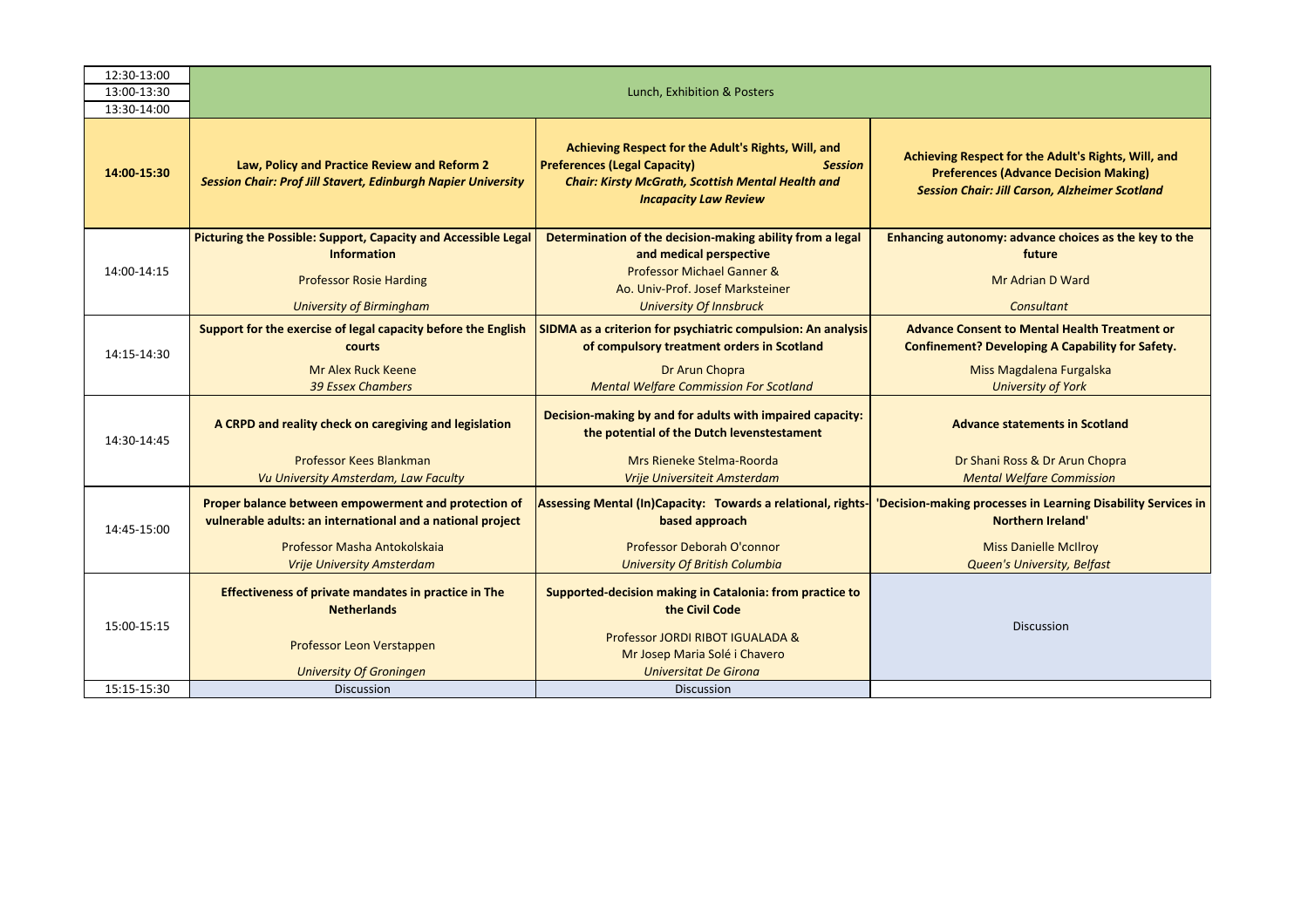| | | | |
|---|---|---|---|
| 12:30-13:00 | Lunch, Exhibition & Posters | | |
| 13:00-13:30 | | | |
| 13:30-14:00 | | | |
| **14:00-15:30** | **Law, Policy and Practice Review and Reform 2** ***Session Chair: Prof Jill Stavert, Edinburgh Napier University*** | **Achieving Respect for the Adult's Rights, Will, and Preferences (Legal Capacity)** ***Session Chair: Kirsty McGrath, Scottish Mental Health and Incapacity Law Review*** | **Achieving Respect for the Adult's Rights, Will, and Preferences (Advance Decision Making)** ***Session Chair: Jill Carson, Alzheimer Scotland*** |
| 14:00-14:15 | **Picturing the Possible: Support, Capacity and Accessible Legal Information** Professor Rosie Harding *University of Birmingham* | **Determination of the decision-making ability from a legal and medical perspective** Professor Michael Ganner & Ao. Univ-Prof. Josef Marksteiner *University Of Innsbruck* | **Enhancing autonomy: advance choices as the key to the future** Mr Adrian D Ward *Consultant* |
| 14:15-14:30 | **Support for the exercise of legal capacity before the English courts** Mr Alex Ruck Keene *39 Essex Chambers* | **SIDMA as a criterion for psychiatric compulsion: An analysis of compulsory treatment orders in Scotland** Dr Arun Chopra *Mental Welfare Commission For Scotland* | **Advance Consent to Mental Health Treatment or Confinement? Developing A Capability for Safety.** Miss Magdalena Furgalska *University of York* |
| 14:30-14:45 | **A CRPD and reality check on caregiving and legislation** Professor Kees Blankman *Vu University Amsterdam, Law Faculty* | **Decision-making by and for adults with impaired capacity: the potential of the Dutch levenstestament** Mrs Rieneke Stelma-Roorda *Vrije Universiteit Amsterdam* | **Advance statements in Scotland** Dr Shani Ross & Dr Arun Chopra *Mental Welfare Commission* |
| 14:45-15:00 | **Proper balance between empowerment and protection of vulnerable adults: an international and a national project** Professor Masha Antokolskaia *Vrije University Amsterdam* | **Assessing Mental (In)Capacity: Towards a relational, rights-based approach** Professor Deborah O'connor *University Of British Columbia* | **'Decision-making processes in Learning Disability Services in Northern Ireland'** Miss Danielle McIlroy *Queen's University, Belfast* |
| 15:00-15:15 | **Effectiveness of private mandates in practice in The Netherlands** Professor Leon Verstappen *University Of Groningen* | **Supported-decision making in Catalonia: from practice to the Civil Code** Professor JORDI RIBOT IGUALADA & Mr Josep Maria Solé i Chavero *Universitat De Girona* | Discussion |
| 15:15-15:30 | Discussion | Discussion | |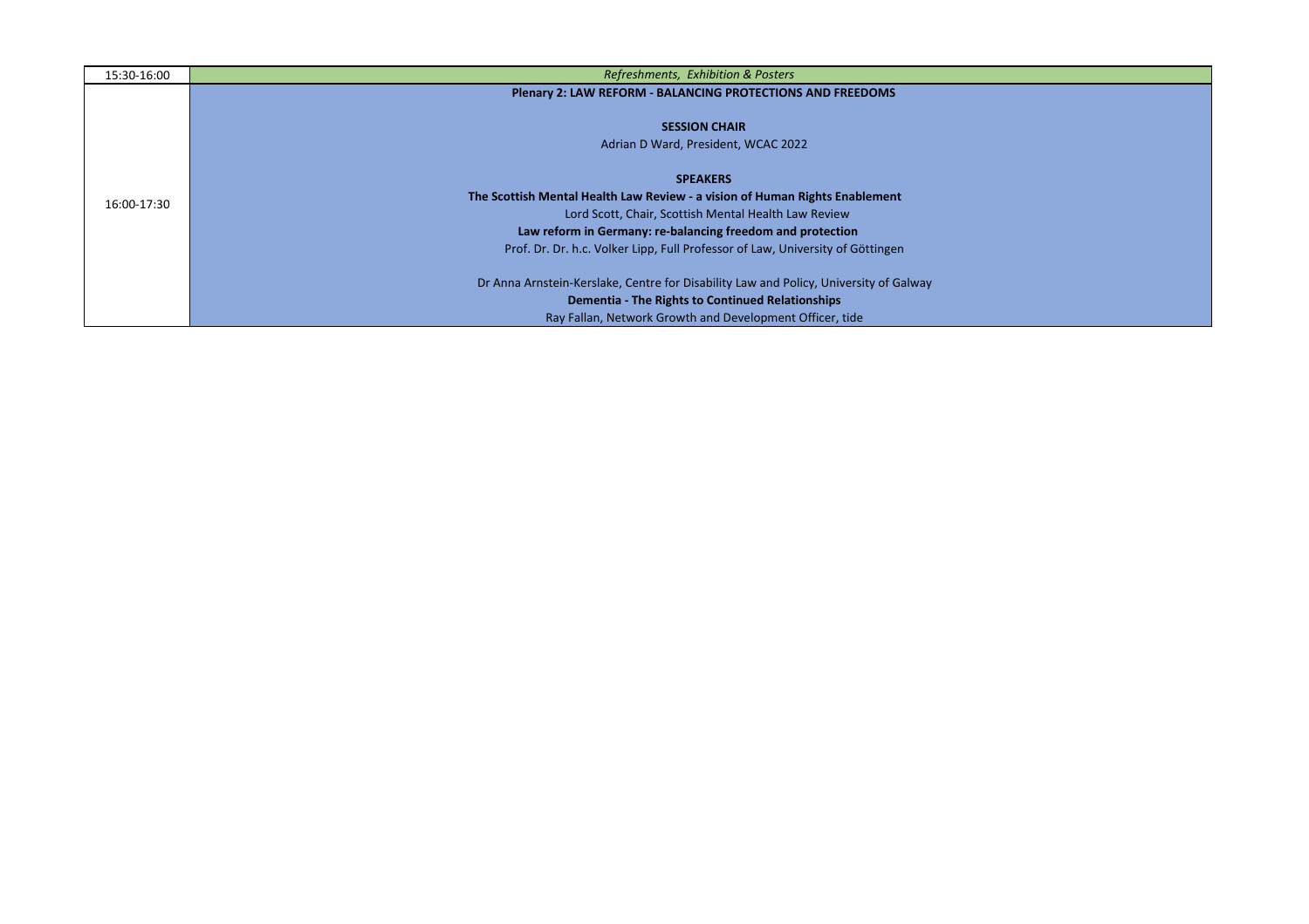| 15:30-16:00 | *Refreshments, Exhibition & Posters* |
|---|---|
| 16:00-17:30 | **Plenary 2: LAW REFORM - BALANCING PROTECTIONS AND FREEDOMS**<br><br>**SESSION CHAIR**<br>Adrian D Ward, President, WCAC 2022<br><br>**SPEAKERS**<br>**The Scottish Mental Health Law Review - a vision of Human Rights Enablement**<br>Lord Scott, Chair, Scottish Mental Health Law Review<br>**Law reform in Germany: re-balancing freedom and protection**<br>Prof. Dr. Dr. h.c. Volker Lipp, Full Professor of Law, University of Göttingen<br><br>Dr Anna Arnstein-Kerslake, Centre for Disability Law and Policy, University of Galway<br>**Dementia - The Rights to Continued Relationships**<br>Ray Fallan, Network Growth and Development Officer, tide |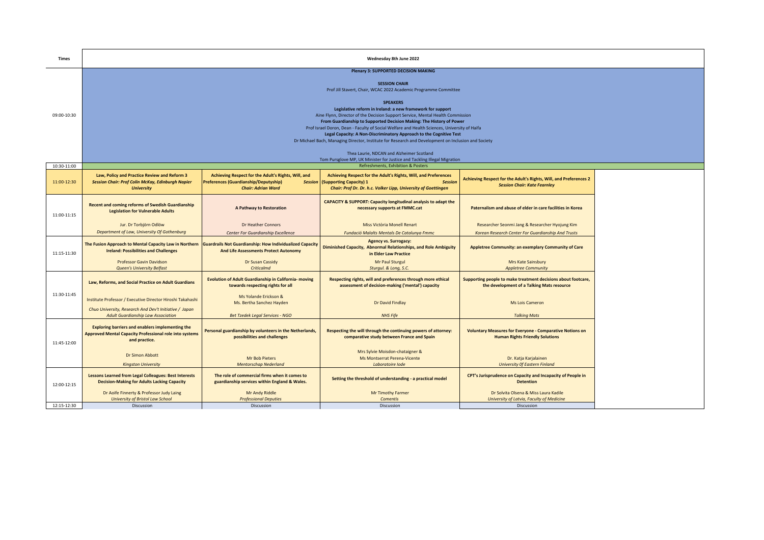| Times | Wednesday 8th June 2022 | | | |
|---|---|---|---|---|
| 09:00-10:30 | **Plenary 3: SUPPORTED DECISION MAKING**<br><br>**SESSION CHAIR**<br>Prof Jill Stavert, Chair, WCAC 2022 Academic Programme Committee<br><br>**SPEAKERS**<br>**Legislative reform in Ireland: a new framework for support**<br>Aine Flynn, Director of the Decision Support Service, Mental Health Commission<br>**From Guardianship to Supported Decision Making: The History of Power**<br>Prof Israel Doron, Dean - Faculty of Social Welfare and Health Sciences, University of Haifa<br>**Legal Capacity: A Non-Discriminatory Approach to the Cognitive Test**<br>Dr Michael Bach, Managing Director, Institute for Research and Development on Inclusion and Society<br><br>Thea Laurie, NDCAN and Alzheimer Scotland<br>Tom Pursglove MP, UK Minister for Justice and Tackling Illegal Migration | | | |
| 10:30-11:00 | Refreshments, Exhibition & Posters | | | |
| 11:00-12:30 | **Law, Policy and Practice Review and Reform 3**<br>***Session Chair: Prof Colin McKay, Edinburgh Napier University*** | **Achieving Respect for the Adult's Rights, Will, and Preferences (Guardianship/Deputyship)**<br>***Session Chair: Adrian Ward*** | **Achieving Respect for the Adult's Rights, Will, and Preferences (Supporting Capacity) 1**<br>***Session Chair: Prof Dr. Dr. h.c. Volker Lipp, University of Goettingen*** | **Achieving Respect for the Adult's Rights, Will, and Preferences 2**<br>***Session Chair: Kate Fearnley*** |
| 11:00-11:15 | **Recent and coming reforms of Swedish Guardianship Legislation for Vulnerable Adults**<br><br>Jur. Dr Torbjörn Odlöw<br>*Department of Law, University Of Gothenburg* | **A Pathway to Restoration**<br><br>Dr Heather Connors<br>*Center For Guardianship Excellence* | **CAPACITY & SUPPORT: Capacity longitudinal analysis to adapt the necessary supports at FMMC.cat**<br><br>Miss Victòria Monell Renart<br>*Fundació Malalts Mentals De Catalunya Fmmc* | **Paternalism and abuse of elder in care facilities in Korea**<br><br>Researcher Seonmi Jang & Researcher Hyojung Kim<br>*Korean Research Center For Guardianship And Trusts* |
| 11:15-11:30 | **The Fusion Approach to Mental Capacity Law in Northern Ireland: Possibilities and Challenges**<br><br>Professor Gavin Davidson<br>*Queen's University Belfast* | **Guardrails Not Guardianship: How Individualized Capacity And Life Assessments Protect Autonomy**<br><br>Dr Susan Cassidy<br>*Criticalmd* | **Agency vs. Surrogacy: Diminished Capacity, Abnormal Relationships, and Role Ambiguity in Elder Law Practice**<br><br>Mr Paul Sturgul<br>*Sturgul. & Long, S.C.* | **Appletree Community: an exemplary Community of Care**<br><br>Mrs Kate Sainsbury<br>*Appletree Community* |
| 11:30-11:45 | **Law, Reforms, and Social Practice on Adult Guardians**<br><br>Institute Professor / Executive Director Hiroshi Takahashi<br>*Chuo University, Research And Dev't Initiative / Japan Adult Guardianship Law Association* | **Evolution of Adult Guardianship in California- moving towards respecting rights for all**<br><br>Ms Yolande Erickson & Ms. Bertha Sanchez Hayden<br>*Bet Tzedek Legal Services - NGO* | **Respecting rights, will and preferences through more ethical assessment of decision-making ('mental') capacity**<br><br>Dr David Findlay<br>*NHS Fife* | **Supporting people to make treatment decisions about footcare, the development of a Talking Mats resource**<br><br>Ms Lois Cameron<br>*Talking Mats* |
| 11:45-12:00 | **Exploring barriers and enablers implementing the Approved Mental Capacity Professional role into systems and practice.**<br><br>Dr Simon Abbott<br>*Kingston University* | **Personal guardianship by volunteers in the Netherlands, possibilities and challenges**<br><br>Mr Bob Pieters<br>*Mentorschap Nederland* | **Respecting the will through the continuing powers of attorney: comparative study between France and Spain**<br><br>Mrs Sylvie Moisdon-chataigner & Ms Montserrat Perena-Vicente<br>*Laboratoire Iode* | **Voluntary Measures for Everyone - Comparative Notions on Human Rights Friendly Solutions**<br><br>Dr. Katja Karjalainen<br>*University Of Eastern Finland* |
| 12:00-12:15 | **Lessons Learned from Legal Colleagues: Best Interests Decision-Making for Adults Lacking Capacity**<br><br>Dr Aoife Finnerty & Professor Judy Laing<br>*University of Bristol Law School* | **The role of commercial firms when it comes to guardianship services within England & Wales.**<br><br>Mr Andy Riddle<br>*Professional Deputies* | **Setting the threshold of understanding - a practical model**<br><br>Mr Timothy Farmer<br>*Comentis* | **CPT's Jurisprudence on Capacity and Incapacity of People in Detention**<br><br>Dr Solvita Olsena & Miss Laura Kadile<br>*University of Latvia, Faculty of Medicine* |
| 12:15-12:30 | Discussion | Discussion | Discussion | Discussion |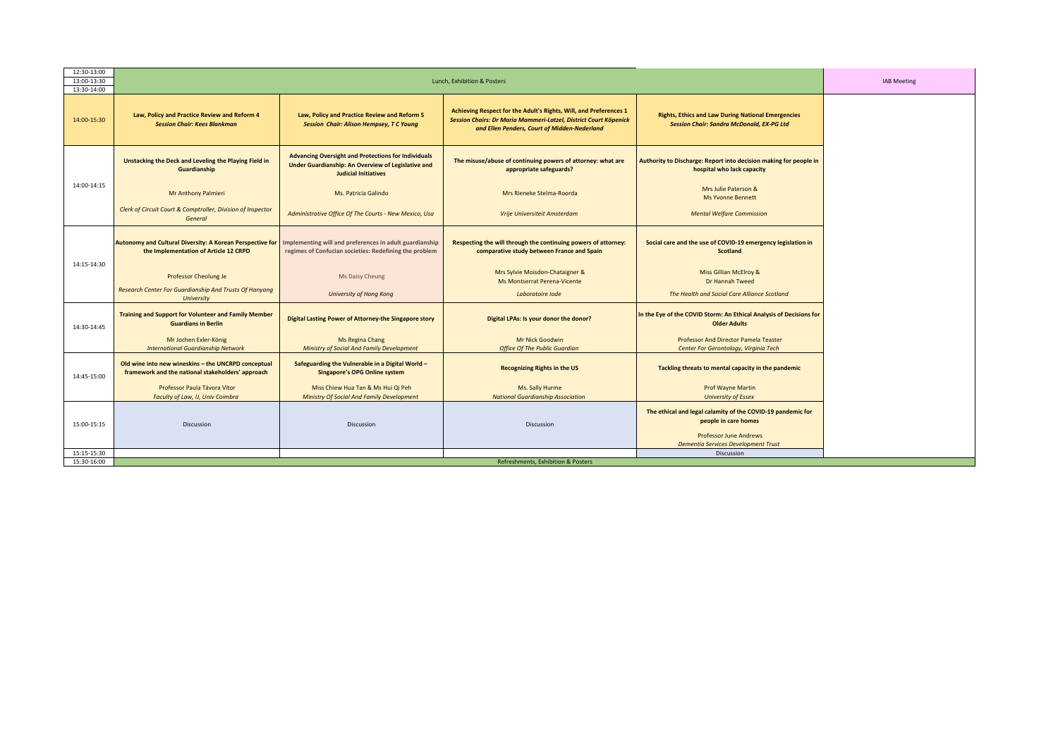| | | | | | |
|---|---|---|---|---|---|
| 12:30-13:00 | Lunch, Exhibition & Posters | | | | IAB Meeting |
| 13:00-13:30 | | | | | |
| 13:30-14:00 | | | | | |
| 14:00-15:30 | **Law, Policy and Practice Review and Reform 4** ***Session Chair: Kees Blankman*** | **Law, Policy and Practice Review and Reform 5** ***Session Chair: Alison Hempsey, T C Young*** | **Achieving Respect for the Adult's Rights, Will, and Preferences 1** ***Session Chairs: Dr Maria Mammeri-Latzel, District Court Köpenick and Ellen Penders, Court of Midden-Nederland*** | **Rights, Ethics and Law During National Emergencies** ***Session Chair: Sandra McDonald, EX-PG Ltd*** | |
| 14:00-14:15 | **Unstacking the Deck and Leveling the Playing Field in Guardianship**<br>Mr Anthony Palmieri<br>*Clerk of Circuit Court & Comptroller, Division of Inspector General* | **Advancing Oversight and Protections for Individuals Under Guardianship: An Overview of Legislative and Judicial Initiatives**<br>Ms. Patricia Galindo<br>*Administrative Office Of The Courts - New Mexico, Usa* | **The misuse/abuse of continuing powers of attorney: what are appropriate safeguards?**<br>Mrs Rieneke Stelma-Roorda<br>*Vrije Universiteit Amsterdam* | **Authority to Discharge: Report into decision making for people in hospital who lack capacity**<br>Mrs Julie Paterson & Ms Yvonne Bennett<br>*Mental Welfare Commission* | |
| 14:15-14:30 | **Autonomy and Cultural Diversity: A Korean Perspective for the Implementation of Article 12 CRPD**<br>Professor Cheolung Je<br>*Research Center For Guardianship And Trusts Of Hanyang University* | **Implementing will and preferences in adult guardianship regimes of Confucian societies: Redefining the problem**<br>Ms Daisy Cheung<br>*University of Hong Kong* | **Respecting the will through the continuing powers of attorney: comparative study between France and Spain**<br>Mrs Sylvie Moisdon-Chataigner & Ms Montserrat Perena-Vicente<br>*Laboratoire Iode* | **Social care and the use of COVID-19 emergency legislation in Scotland**<br>Miss Gillian McElroy & Dr Hannah Tweed<br>*The Health and Social Care Alliance Scotland* | |
| 14:30-14:45 | **Training and Support for Volunteer and Family Member Guardians in Berlin**<br>Mr Jochen Exler-König<br>*International Guardianship Network* | **Digital Lasting Power of Attorney-the Singapore story**<br>Ms Regina Chang<br>*Ministry of Social And Family Development* | **Digital LPAs: Is your donor the donor?**<br>Mr Nick Goodwin<br>*Office Of The Public Guardian* | **In the Eye of the COVID Storm: An Ethical Analysis of Decisions for Older Adults**<br>Professor And Director Pamela Teaster<br>*Center For Gerontology, Virginia Tech* | |
| 14:45-15:00 | **Old wine into new wineskins – the UNCRPD conceptual framework and the national stakeholders' approach**<br>Professor Paula Távora Vítor<br>*Faculty of Law, IJ, Univ Coimbra* | **Safeguarding the Vulnerable in a Digital World – Singapore's OPG Online system**<br>Miss Chiew Hua Tan & Ms Hui Qi Peh<br>*Ministry Of Social And Family Development* | **Recognizing Rights in the US**<br>Ms. Sally Hurme<br>*National Guardianship Association* | **Tackling threats to mental capacity in the pandemic**<br>Prof Wayne Martin<br>*University of Essex* | |
| 15:00-15:15 | Discussion | Discussion | Discussion | **The ethical and legal calamity of the COVID-19 pandemic for people in care homes**<br>Professor June Andrews<br>*Dementia Services Development Trust* | |
| 15:15-15:30 | | | | Discussion | |
| 15:30-16:00 | Refreshments, Exhibition & Posters | | | | |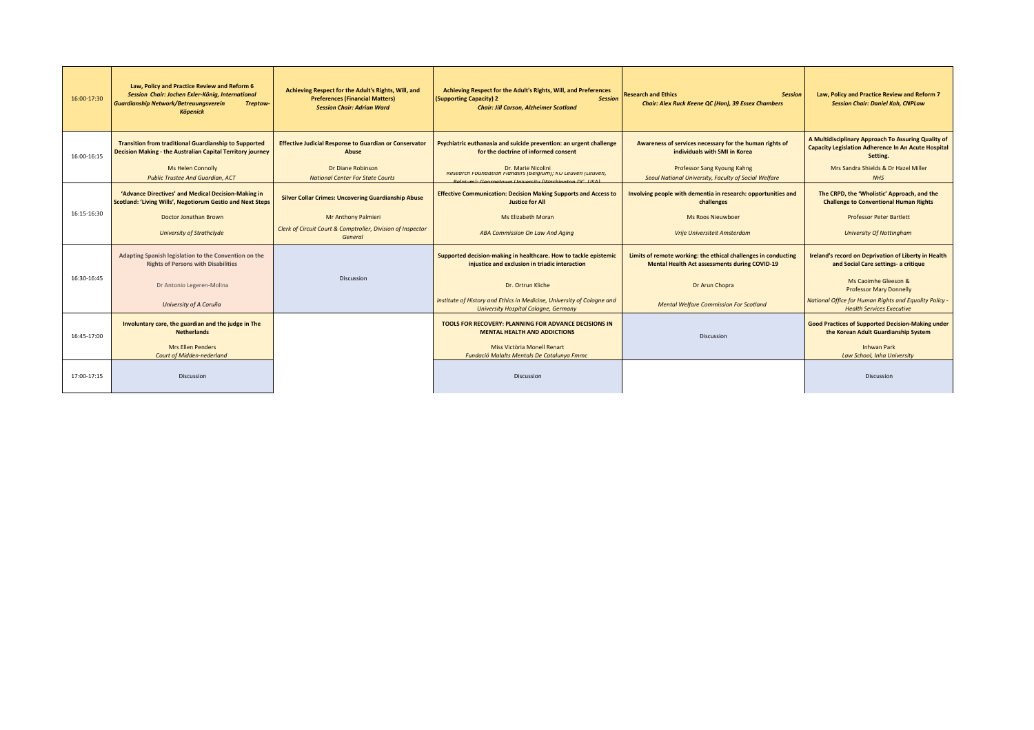| 16:00-17:30 | **Law, Policy and Practice Review and Reform 6** ***Session Chair: Jochen Exler-König, International Guardianship Network/Betreuungsverein Treptow-Köpenick*** | **Achieving Respect for the Adult's Rights, Will, and Preferences (Financial Matters)** ***Session Chair: Adrian Ward*** | **Achieving Respect for the Adult's Rights, Will, and Preferences (Supporting Capacity) 2** ***Session Chair: Jill Carson, Alzheimer Scotland*** | **Research and Ethics** ***Session Chair: Alex Ruck Keene QC (Hon), 39 Essex Chambers*** | **Law, Policy and Practice Review and Reform 7** ***Session Chair: Daniel Koh, CNPLaw*** |
|---|---|---|---|---|---|
| 16:00-16:15 | **Transition from traditional Guardianship to Supported Decision Making - the Australian Capital Territory journey**<br>Ms Helen Connolly<br>*Public Trustee And Guardian, ACT* | **Effective Judicial Response to Guardian or Conservator Abuse**<br>Dr Diane Robinson<br>*National Center For State Courts* | **Psychiatric euthanasia and suicide prevention: an urgent challenge for the doctrine of informed consent**<br>Dr. Marie Nicolini<br>*Research Foundation Flanders (Belgium); KU Leuven (Leuven, Belgium); Georgetown University (Washington DC, USA)* | **Awareness of services necessary for the human rights of individuals with SMI in Korea**<br>Professor Sang Kyoung Kahng<br>*Seoul National University, Faculty of Social Welfare* | **A Multidisciplinary Approach To Assuring Quality of Capacity Legislation Adherence In An Acute Hospital Setting.**<br>Mrs Sandra Shields & Dr Hazel Miller<br>*NHS* |
| 16:15-16:30 | **'Advance Directives' and Medical Decision-Making in Scotland: 'Living Wills', Negotiorum Gestio and Next Steps**<br>Doctor Jonathan Brown<br>*University of Strathclyde* | **Silver Collar Crimes: Uncovering Guardianship Abuse**<br>Mr Anthony Palmieri<br>*Clerk of Circuit Court & Comptroller, Division of Inspector General* | **Effective Communication: Decision Making Supports and Access to Justice for All**<br>Ms Elizabeth Moran<br>*ABA Commission On Law And Aging* | **Involving people with dementia in research: opportunities and challenges**<br>Ms Roos Nieuwboer<br>*Vrije Universiteit Amsterdam* | **The CRPD, the 'Wholistic' Approach, and the Challenge to Conventional Human Rights**<br>Professor Peter Bartlett<br>*University Of Nottingham* |
| 16:30-16:45 | **Adapting Spanish legislation to the Convention on the Rights of Persons with Disabilities**<br>Dr Antonio Legeren-Molina<br>*University of A Coruña* | Discussion | **Supported decision-making in healthcare. How to tackle epistemic injustice and exclusion in triadic interaction**<br>Dr. Ortrun Kliche<br>*Institute of History and Ethics in Medicine, University of Cologne and University Hospital Cologne, Germany* | **Limits of remote working: the ethical challenges in conducting Mental Health Act assessments during COVID-19**<br>Dr Arun Chopra<br>*Mental Welfare Commission For Scotland* | **Ireland's record on Deprivation of Liberty in Health and Social Care settings- a critique**<br>Ms Caoimhe Gleeson & Professor Mary Donnelly<br>*National Office for Human Rights and Equality Policy - Health Services Executive* |
| 16:45-17:00 | **Involuntary care, the guardian and the judge in The Netherlands**<br>Mrs Ellen Penders<br>*Court of Midden-nederland* | | **TOOLS FOR RECOVERY: PLANNING FOR ADVANCE DECISIONS IN MENTAL HEALTH AND ADDICTIONS**<br>Miss Victòria Monell Renart<br>*Fundació Malalts Mentals De Catalunya Fmmc* | Discussion | **Good Practices of Supported Decision-Making under the Korean Adult Guardianship System**<br>Inhwan Park<br>*Law School, Inha University* |
| 17:00-17:15 | Discussion | | Discussion | | Discussion |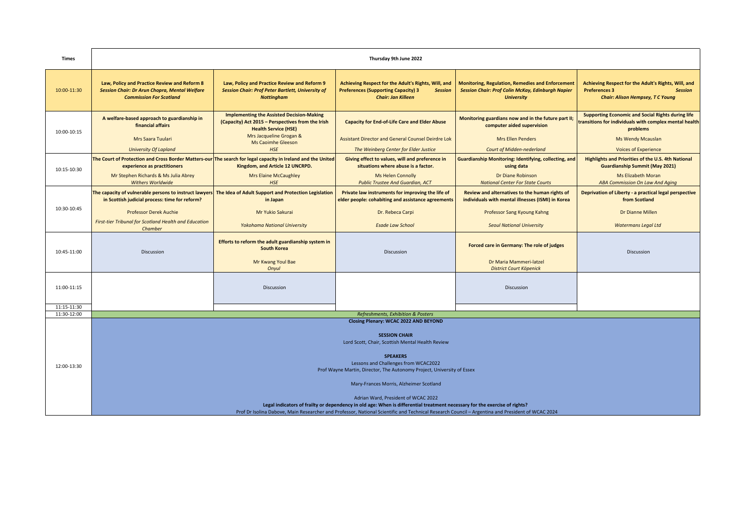| Times | Thursday 9th June 2022 | | | | |
|---|---|---|---|---|---|
| 10:00-11:30 | **Law, Policy and Practice Review and Reform 8** ***Session Chair: Dr Arun Chopra, Mental Welfare Commission For Scotland*** | **Law, Policy and Practice Review and Reform 9** ***Session Chair: Prof Peter Bartlett, University of Nottingham*** | **Achieving Respect for the Adult's Rights, Will, and Preferences (Supporting Capacity) 3** ***Session Chair: Jan Killeen*** | **Monitoring, Regulation, Remedies and Enforcement** ***Session Chair: Prof Colin McKay, Edinburgh Napier University*** | **Achieving Respect for the Adult's Rights, Will, and Preferences 3** ***Session Chair: Alison Hempsey, T C Young*** |
| 10:00-10:15 | **A welfare-based approach to guardianship in financial affairs**<br>Mrs Saara Tuulari<br>*University Of Lapland* | **Implementing the Assisted Decision-Making (Capacity) Act 2015 – Perspectives from the Irish Health Service (HSE)**<br>Mrs Jacqueline Grogan & Ms Caoimhe Gleeson<br>*HSE* | **Capacity for End-of-Life Care and Elder Abuse**<br>Assistant Director and General Counsel Deirdre Lok<br>*The Weinberg Center for Elder Justice* | **Monitoring guardians now and in the future part II; computer aided supervision**<br>Mrs Ellen Penders<br>*Court of Midden-nederland* | **Supporting Economic and Social Rights during life transitions for individuals with complex mental health problems**<br>Ms Wendy Mcauslan<br>Voices of Experience |
| 10:15-10:30 | **The Court of Protection and Cross Border Matters-our experience as practitioners**<br>Mr Stephen Richards & Ms Julia Abrey<br>*Withers Worldwide* | **The search for legal capacity in Ireland and the United Kingdom, and Article 12 UNCRPD.**<br>Mrs Elaine McCaughley<br>*HSE* | **Giving effect to values, will and preference in situations where abuse is a factor.**<br>Ms Helen Connolly<br>*Public Trustee And Guardian, ACT* | **Guardianship Monitoring: Identifying, collecting, and using data**<br>Dr Diane Robinson<br>*National Center For State Courts* | **Highlights and Priorities of the U.S. 4th National Guardianship Summit (May 2021)**<br>Ms Elizabeth Moran<br>*ABA Commission On Law And Aging* |
| 10:30-10:45 | **The capacity of vulnerable persons to instruct lawyers in Scottish judicial process: time for reform?**<br>Professor Derek Auchie<br>*First-tier Tribunal for Scotland Health and Education Chamber* | **The Idea of Adult Support and Protection Legislation in Japan**<br>Mr Yukio Sakurai<br>*Yokohama National University* | **Private law instruments for improving the life of elder people: cohabiting and assistance agreements**<br>Dr. Rebeca Carpi<br>*Esade Law School* | **Review and alternatives to the human rights of individuals with mental illnesses (ISMI) in Korea**<br>Professor Sang Kyoung Kahng<br>*Seoul National University* | **Deprivation of Liberty - a practical legal perspective from Scotland**<br>Dr Dianne Millen<br>*Watermans Legal Ltd* |
| 10:45-11:00 | Discussion | **Efforts to reform the adult guardianship system in South Korea**<br>Mr Kwang Youl Bae<br>*Onyul* | Discussion | **Forced care in Germany: The role of judges**<br>Dr Maria Mammeri-latzel<br>*District Court Köpenick* | Discussion |
| 11:00-11:15 | | Discussion | | Discussion | |
| 11:15-11:30 | | | | | |
| 11:30-12:00 | *Refreshments, Exhibition & Posters* | | | | |
| 12:00-13:30 | **Closing Plenary: WCAC 2022 AND BEYOND**<br><br>**SESSION CHAIR**<br>Lord Scott, Chair, Scottish Mental Health Review<br><br>**SPEAKERS**<br>Lessons and Challenges from WCAC2022<br>Prof Wayne Martin, Director, The Autonomy Project, University of Essex<br><br>Mary-Frances Morris, Alzheimer Scotland<br><br>Adrian Ward, President of WCAC 2022<br>**Legal indicators of frailty or dependency in old age: When is differential treatment necessary for the exercise of rights?**<br>Prof Dr Isolina Dabove, Main Researcher and Professor, National Scientific and Technical Research Council – Argentina and President of WCAC 2024 | | | | |